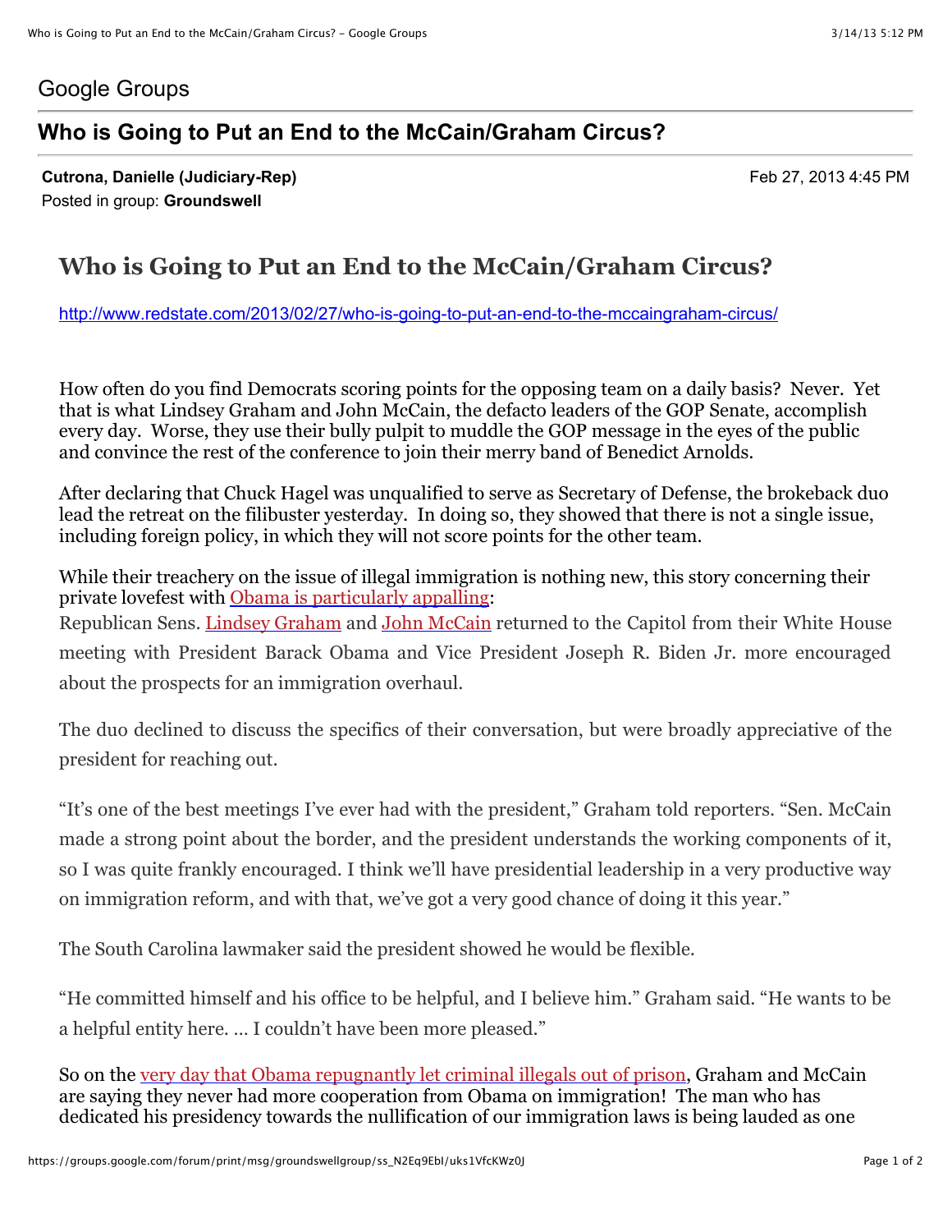Google Groups

## Who is Going to Put an End to the McCain/Graham Circus?

**Cutrona, Danielle (Judiciary-Rep)** Feb 27, 2013 4:45 PM
Posted in group: **Groundswell**

# Who is Going to Put an End to the McCain/Graham Circus?

http://www.redstate.com/2013/02/27/who-is-going-to-put-an-end-to-the-mccaingraham-circus/

How often do you find Democrats scoring points for the opposing team on a daily basis? Never. Yet that is what Lindsey Graham and John McCain, the defacto leaders of the GOP Senate, accomplish every day. Worse, they use their bully pulpit to muddle the GOP message in the eyes of the public and convince the rest of the conference to join their merry band of Benedict Arnolds.

After declaring that Chuck Hagel was unqualified to serve as Secretary of Defense, the brokeback duo lead the retreat on the filibuster yesterday. In doing so, they showed that there is not a single issue, including foreign policy, in which they will not score points for the other team.

While their treachery on the issue of illegal immigration is nothing new, this story concerning their private lovefest with Obama is particularly appalling:

Republican Sens. Lindsey Graham and John McCain returned to the Capitol from their White House meeting with President Barack Obama and Vice President Joseph R. Biden Jr. more encouraged about the prospects for an immigration overhaul.

The duo declined to discuss the specifics of their conversation, but were broadly appreciative of the president for reaching out.

"It's one of the best meetings I've ever had with the president," Graham told reporters. "Sen. McCain made a strong point about the border, and the president understands the working components of it, so I was quite frankly encouraged. I think we'll have presidential leadership in a very productive way on immigration reform, and with that, we've got a very good chance of doing it this year."

The South Carolina lawmaker said the president showed he would be flexible.

"He committed himself and his office to be helpful, and I believe him." Graham said. "He wants to be a helpful entity here. … I couldn't have been more pleased."

So on the very day that Obama repugnantly let criminal illegals out of prison, Graham and McCain are saying they never had more cooperation from Obama on immigration! The man who has dedicated his presidency towards the nullification of our immigration laws is being lauded as one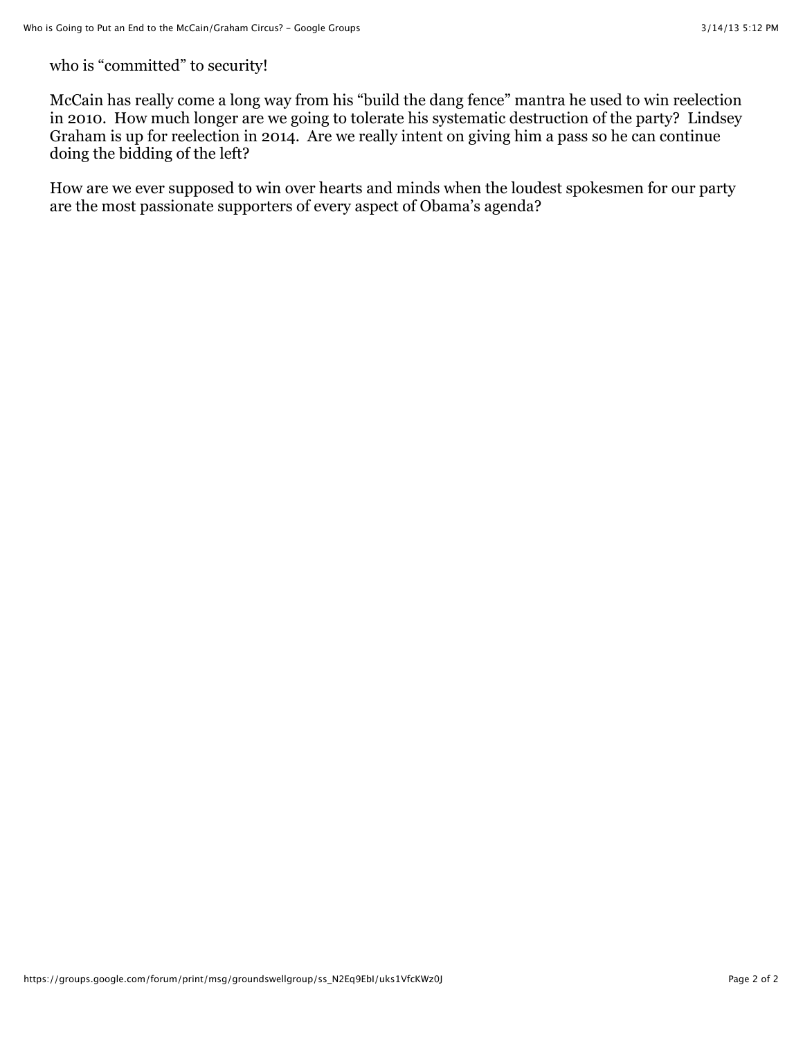who is “committed” to security!

McCain has really come a long way from his “build the dang fence” mantra he used to win reelection in 2010. How much longer are we going to tolerate his systematic destruction of the party? Lindsey Graham is up for reelection in 2014. Are we really intent on giving him a pass so he can continue doing the bidding of the left?

How are we ever supposed to win over hearts and minds when the loudest spokesmen for our party are the most passionate supporters of every aspect of Obama’s agenda?